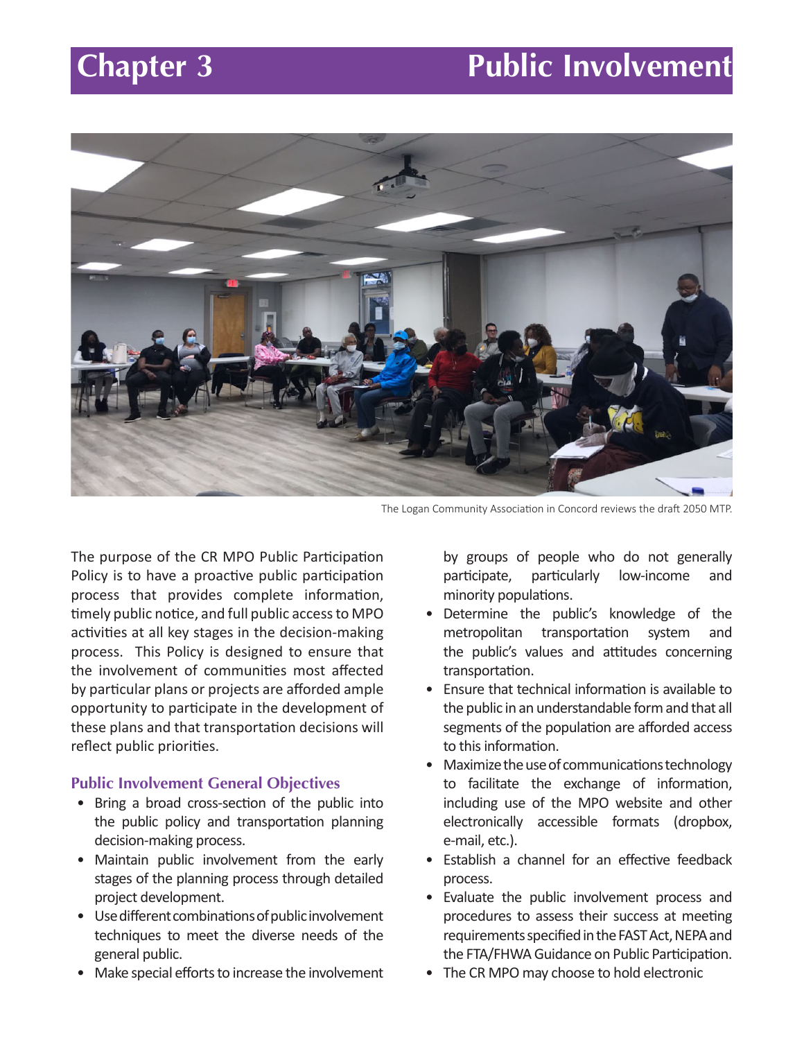# Chapter 3 Public Involvement

The Logan Community Association in Concord reviews the draft 2050 MTP.

The purpose of the CR MPO Public Participation Policy is to have a proactive public participation process that provides complete information, timely public notice, and full public access to MPO activities at all key stages in the decision-making process. This Policy is designed to ensure that the involvement of communities most affected by particular plans or projects are afforded ample opportunity to participate in the development of these plans and that transportation decisions will reflect public priorities.

### Public Involvement General Objectives

- Bring a broad cross-section of the public into the public policy and transportation planning decision-making process.
- Maintain public involvement from the early stages of the planning process through detailed project development.
- Use different combinations of public involvement techniques to meet the diverse needs of the general public.
- Make special efforts to increase the involvement by groups of people who do not generally participate, particularly low-income and minority populations.
- Determine the public's knowledge of the metropolitan transportation system and the public's values and attitudes concerning transportation.
- Ensure that technical information is available to the public in an understandable form and that all segments of the population are afforded access to this information.
- Maximize the use of communications technology to facilitate the exchange of information, including use of the MPO website and other electronically accessible formats (dropbox, e-mail, etc.).
- Establish a channel for an effective feedback process.
- Evaluate the public involvement process and procedures to assess their success at meeting requirements specified in the FAST Act, NEPA and the FTA/FHWA Guidance on Public Participation.
- The CR MPO may choose to hold electronic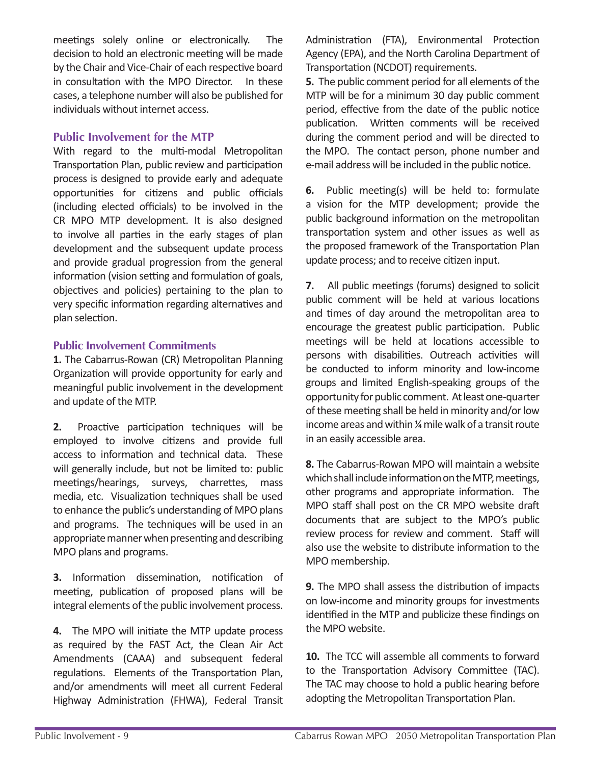meetings solely online or electronically. The decision to hold an electronic meeting will be made by the Chair and Vice-Chair of each respective board in consultation with the MPO Director. In these cases, a telephone number will also be published for individuals without internet access.

### Public Involvement for the MTP

With regard to the multi-modal Metropolitan Transportation Plan, public review and participation process is designed to provide early and adequate opportunities for citizens and public officials (including elected officials) to be involved in the CR MPO MTP development. It is also designed to involve all parties in the early stages of plan development and the subsequent update process and provide gradual progression from the general information (vision setting and formulation of goals, objectives and policies) pertaining to the plan to very specific information regarding alternatives and plan selection.

### Public Involvement Commitments

**1.** The Cabarrus-Rowan (CR) Metropolitan Planning Organization will provide opportunity for early and meaningful public involvement in the development and update of the MTP.

**2.** Proactive participation techniques will be employed to involve citizens and provide full access to information and technical data. These will generally include, but not be limited to: public meetings/hearings, surveys, charrettes, mass media, etc. Visualization techniques shall be used to enhance the public's understanding of MPO plans and programs. The techniques will be used in an appropriate manner when presenting and describing MPO plans and programs.

**3.** Information dissemination, notification of meeting, publication of proposed plans will be integral elements of the public involvement process.

**4.** The MPO will initiate the MTP update process as required by the FAST Act, the Clean Air Act Amendments (CAAA) and subsequent federal regulations. Elements of the Transportation Plan, and/or amendments will meet all current Federal Highway Administration (FHWA), Federal Transit Administration (FTA), Environmental Protection Agency (EPA), and the North Carolina Department of Transportation (NCDOT) requirements.

**5.** The public comment period for all elements of the MTP will be for a minimum 30 day public comment period, effective from the date of the public notice publication. Written comments will be received during the comment period and will be directed to the MPO. The contact person, phone number and e-mail address will be included in the public notice.

**6.** Public meeting(s) will be held to: formulate a vision for the MTP development; provide the public background information on the metropolitan transportation system and other issues as well as the proposed framework of the Transportation Plan update process; and to receive citizen input.

**7.** All public meetings (forums) designed to solicit public comment will be held at various locations and times of day around the metropolitan area to encourage the greatest public participation. Public meetings will be held at locations accessible to persons with disabilities. Outreach activities will be conducted to inform minority and low-income groups and limited English-speaking groups of the opportunity for public comment. At least one-quarter of these meeting shall be held in minority and/or low income areas and within ¼ mile walk of a transit route in an easily accessible area.

**8.** The Cabarrus-Rowan MPO will maintain a website which shall include information on the MTP, meetings, other programs and appropriate information. The MPO staff shall post on the CR MPO website draft documents that are subject to the MPO's public review process for review and comment. Staff will also use the website to distribute information to the MPO membership.

**9.** The MPO shall assess the distribution of impacts on low-income and minority groups for investments identified in the MTP and publicize these findings on the MPO website.

**10.** The TCC will assemble all comments to forward to the Transportation Advisory Committee (TAC). The TAC may choose to hold a public hearing before adopting the Metropolitan Transportation Plan.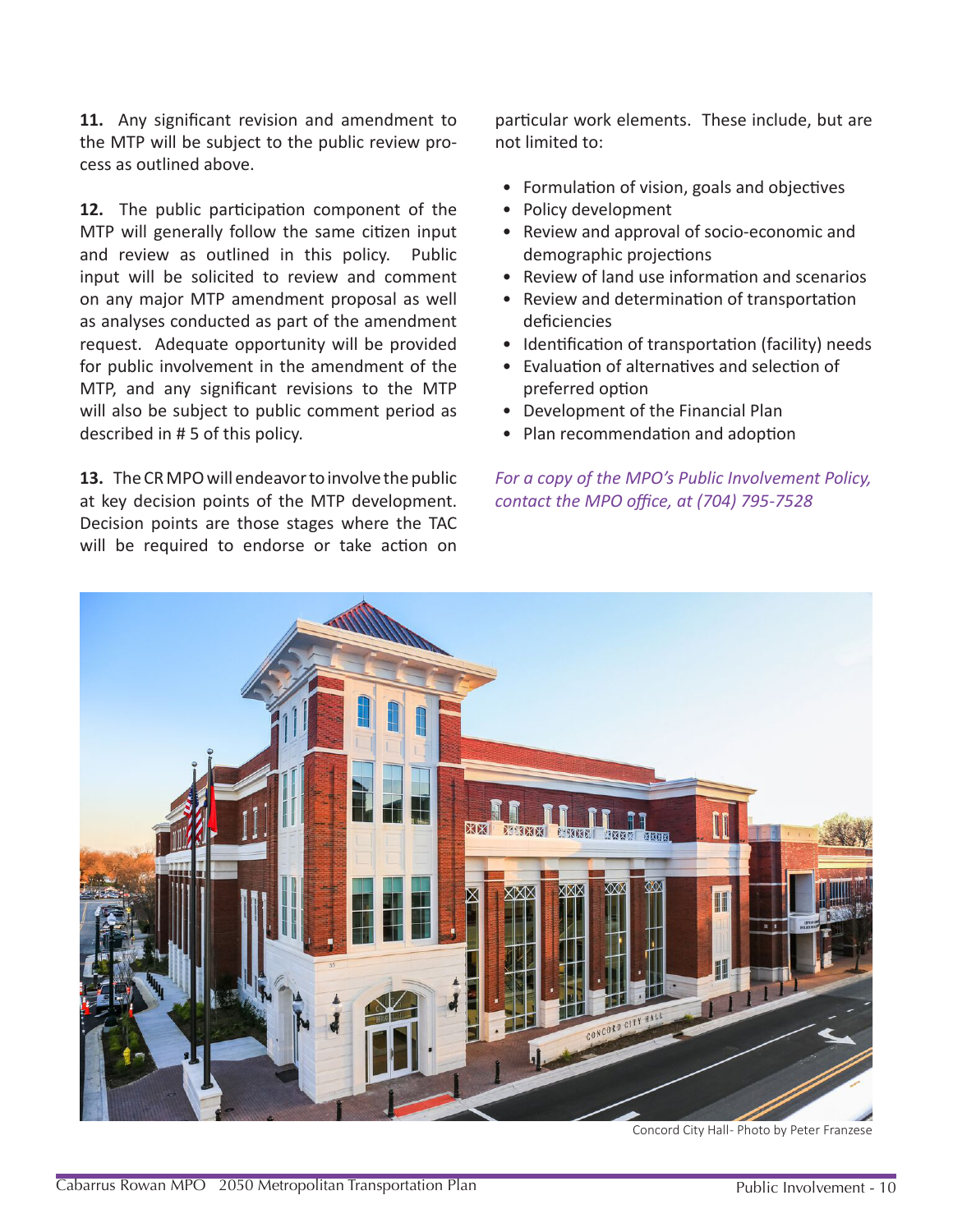**11.** Any significant revision and amendment to the MTP will be subject to the public review process as outlined above.

**12.** The public participation component of the MTP will generally follow the same citizen input and review as outlined in this policy. Public input will be solicited to review and comment on any major MTP amendment proposal as well as analyses conducted as part of the amendment request. Adequate opportunity will be provided for public involvement in the amendment of the MTP, and any significant revisions to the MTP will also be subject to public comment period as described in # 5 of this policy.

**13.** The CR MPO will endeavor to involve the public at key decision points of the MTP development. Decision points are those stages where the TAC will be required to endorse or take action on particular work elements. These include, but are not limited to:

- Formulation of vision, goals and objectives
- Policy development
- Review and approval of socio-economic and demographic projections
- Review of land use information and scenarios
- Review and determination of transportation deficiencies
- Identification of transportation (facility) needs
- Evaluation of alternatives and selection of preferred option
- Development of the Financial Plan
- Plan recommendation and adoption

*For a copy of the MPO's Public Involvement Policy, contact the MPO office, at (704) 795-7528*

Concord City Hall- Photo by Peter Franzese